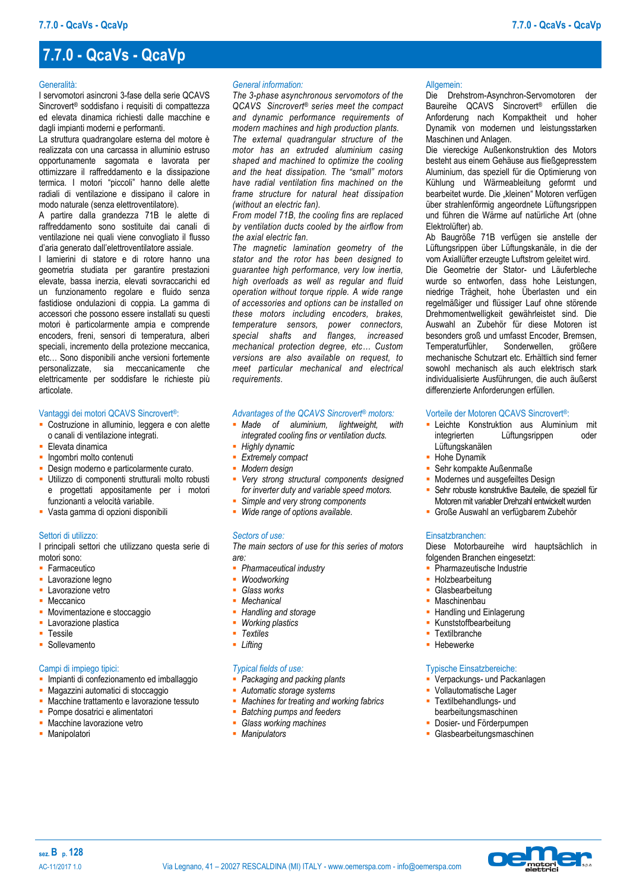# 7.7.0 - QcaVs - QcaVp

Generalità:

I servomotori asincroni 3-fase della serie QCAVS Sincrovert® soddisfano i requisiti di compattezza ed elevata dinamica richiesti dalle macchine e dagli impianti moderni e performanti.

La struttura quadrangolare esterna del motore è realizzata con una carcassa in alluminio estruso opportunamente sagomata e lavorata per ottimizzare il raffreddamento e la dissipazione termica. I motori "piccoli" hanno delle alette radiali di ventilazione e dissipano il calore in modo naturale (senza elettroventilatore).

A partire dalla grandezza 71B le alette di raffreddamento sono sostituite dai canali di ventilazione nei quali viene convogliato il flusso d'aria generato dall'elettroventilatore assiale.

I lamierini di statore e di rotore hanno una geometria studiata per garantire prestazioni elevate, bassa inerzia, elevati sovraccarichi ed un funzionamento regolare e fluido senza fastidiose ondulazioni di coppia. La gamma di accessori che possono essere installati su questi motori è particolarmente ampia e comprende encoders, freni, sensori di temperatura, alberi speciali, incremento della protezione meccanica, etc… Sono disponibili anche versioni fortemente personalizzate, sia meccanicamente che elettricamente per soddisfare le richieste più articolate.

Vantaggi dei motori QCAVS Sincrovert®:

- Costruzione in alluminio, leggera e con alette o canali di ventilazione integrati.
- Elevata dinamica
- Ingombri molto contenuti
- Design moderno e particolarmente curato.
- Utilizzo di componenti strutturali molto robusti e progettati appositamente per i motori funzionanti a velocità variabile.
- Vasta gamma di opzioni disponibili

Settori di utilizzo:

I principali settori che utilizzano questa serie di motori sono:

- Farmaceutico
- Lavorazione legno
- Lavorazione vetro
- Meccanico
- Movimentazione e stoccaggio
- Lavorazione plastica
- Tessile
- Sollevamento

Campi di impiego tipici:

- Impianti di confezionamento ed imballaggio
- Magazzini automatici di stoccaggio
- Macchine trattamento e lavorazione tessuto
- Pompe dosatrici e alimentatori
- Macchine lavorazione vetro
- Manipolatori

*General information:*

*The 3-phase asynchronous servomotors of the QCAVS Sincrovert® series meet the compact and dynamic performance requirements of modern machines and high production plants.*

*The external quadrangular structure of the motor has an extruded aluminium casing shaped and machined to optimize the cooling and the heat dissipation. The "small" motors have radial ventilation fins machined on the frame structure for natural heat dissipation (without an electric fan).*

*From model 71B, the cooling fins are replaced by ventilation ducts cooled by the airflow from the axial electric fan.*

*The magnetic lamination geometry of the stator and the rotor has been designed to guarantee high performance, very low inertia, high overloads as well as regular and fluid operation without torque ripple. A wide range of accessories and options can be installed on these motors including encoders, brakes, temperature sensors, power connectors, special shafts and flanges, increased mechanical protection degree, etc… Custom versions are also available on request, to meet particular mechanical and electrical requirements.*

*Advantages of the QCAVS Sincrovert® motors:*

- *Made of aluminium, lightweight, with integrated cooling fins or ventilation ducts.*
- *Highly dynamic*
- *Extremely compact*
- *Modern design*
- *Very strong structural components designed for inverter duty and variable speed motors.*
- *Simple and very strong components*
- *Wide range of options available.*

*Sectors of use:*

*The main sectors of use for this series of motors are:*

- *Pharmaceutical industry*
- *Woodworking*
- *Glass works*
- *Mechanical*
- *Handling and storage*
- *Working plastics*
- *Textiles*
- *Lifting*

*Typical fields of use:*

- *Packaging and packing plants*
- *Automatic storage systems*
- *Machines for treating and working fabrics*
- *Batching pumps and feeders*
- *Glass working machines*
- *Manipulators*

Allgemein:

Die Drehstrom-Asynchron-Servomotoren der Baureihe QCAVS Sincrovert® erfüllen die Anforderung nach Kompaktheit und hoher Dynamik von modernen und leistungsstarken Maschinen und Anlagen.

Die viereckige Außenkonstruktion des Motors besteht aus einem Gehäuse aus fließgepresstem Aluminium, das speziell für die Optimierung von Kühlung und Wärmeableitung geformt und bearbeitet wurde. Die „kleinen" Motoren verfügen über strahlenförmig angeordnete Lüftungsrippen und führen die Wärme auf natürliche Art (ohne Elektrolüfter) ab.

Ab Baugröße 71B verfügen sie anstelle der Lüftungsrippen über Lüftungskanäle, in die der vom Axiallüfter erzeugte Luftstrom geleitet wird.

Die Geometrie der Stator- und Läuferbleche wurde so entworfen, dass hohe Leistungen, niedrige Trägheit, hohe Überlasten und ein regelmäßiger und flüssiger Lauf ohne störende Drehmomentwelligkeit gewährleistet sind. Die Auswahl an Zubehör für diese Motoren ist besonders groß und umfasst Encoder, Bremsen, Temperaturfühler, Sonderwellen, größere mechanische Schutzart etc. Erhältlich sind ferner sowohl mechanisch als auch elektrisch stark individualisierte Ausführungen, die auch äußerst differenzierte Anforderungen erfüllen.

Vorteile der Motoren QCAVS Sincrovert®:

- Leichte Konstruktion aus Aluminium mit integrierten Lüftungsrippen oder Lüftungskanälen
- Hohe Dynamik
- Sehr kompakte Außenmaße
- Modernes und ausgefeiltes Design
- Sehr robuste konstruktive Bauteile, die speziell für Motoren mit variabler Drehzahl entwickelt wurden
- Große Auswahl an verfügbarem Zubehör

Einsatzbranchen:

Diese Motorbaureihe wird hauptsächlich in folgenden Branchen eingesetzt:

- Pharmazeutische Industrie
- Holzbearbeitung
- Glasbearbeitung
- Maschinenbau
- Handling und Einlagerung
- Kunststoffbearbeitung
- Textilbranche
- Hebewerke

Typische Einsatzbereiche:

- Verpackungs- und Packanlagen
- Vollautomatische Lager
- Textilbehandlungs- und bearbeitungsmaschinen
- Dosier- und Förderpumpen
- Glasbearbeitungsmaschinen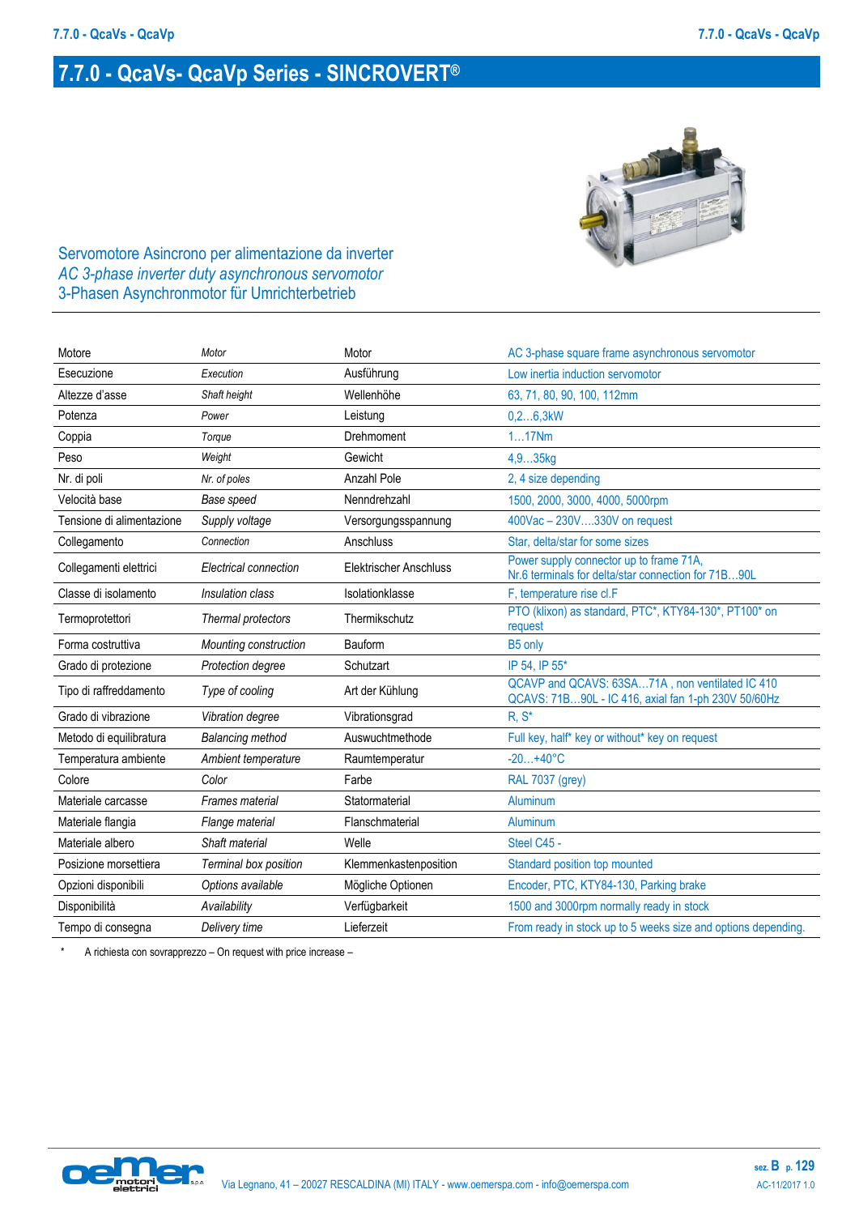# 7.7.0 - QcaVs- QcaVp Series - SINCROVERT®

## Servomotore Asincrono per alimentazione da inverter
## *AC 3-phase inverter duty asynchronous servomotor*
## 3-Phasen Asynchronmotor für Umrichterbetrieb

| | | | |
|---|---|---|---|
| Motore | *Motor* | Motor | AC 3-phase square frame asynchronous servomotor |
| Esecuzione | *Execution* | Ausführung | Low inertia induction servomotor |
| Altezze d'asse | *Shaft height* | Wellenhöhe | 63, 71, 80, 90, 100, 112mm |
| Potenza | *Power* | Leistung | 0,2…6,3kW |
| Coppia | *Torque* | Drehmoment | 1…17Nm |
| Peso | *Weight* | Gewicht | 4,9…35kg |
| Nr. di poli | *Nr. of poles* | Anzahl Pole | 2, 4 size depending |
| Velocità base | *Base speed* | Nenndrehzahl | 1500, 2000, 3000, 4000, 5000rpm |
| Tensione di alimentazione | *Supply voltage* | Versorgungsspannung | 400Vac – 230V….330V on request |
| Collegamento | *Connection* | Anschluss | Star, delta/star for some sizes |
| Collegamenti elettrici | *Electrical connection* | Elektrischer Anschluss | Power supply connector up to frame 71A, Nr.6 terminals for delta/star connection for 71B…90L |
| Classe di isolamento | *Insulation class* | Isolationklasse | F, temperature rise cl.F |
| Termoprotettori | *Thermal protectors* | Thermikschutz | PTO (klixon) as standard, PTC*, KTY84-130*, PT100* on request |
| Forma costruttiva | *Mounting construction* | Bauform | B5 only |
| Grado di protezione | *Protection degree* | Schutzart | IP 54, IP 55* |
| Tipo di raffreddamento | *Type of cooling* | Art der Kühlung | QCAVP and QCAVS: 63SA…71A , non ventilated IC 410 QCAVS: 71B…90L - IC 416, axial fan 1-ph 230V 50/60Hz |
| Grado di vibrazione | *Vibration degree* | Vibrationsgrad | R, S* |
| Metodo di equilibratura | *Balancing method* | Auswuchtmethode | Full key, half* key or without* key on request |
| Temperatura ambiente | *Ambient temperature* | Raumtemperatur | -20…+40°C |
| Colore | *Color* | Farbe | RAL 7037 (grey) |
| Materiale carcasse | *Frames material* | Statormaterial | Aluminum |
| Materiale flangia | *Flange material* | Flanschmaterial | Aluminum |
| Materiale albero | *Shaft material* | Welle | Steel C45 - |
| Posizione morsettiera | *Terminal box position* | Klemmenkastenposition | Standard position top mounted |
| Opzioni disponibili | *Options available* | Mögliche Optionen | Encoder, PTC, KTY84-130, Parking brake |
| Disponibilità | *Availability* | Verfügbarkeit | 1500 and 3000rpm normally ready in stock |
| Tempo di consegna | *Delivery time* | Lieferzeit | From ready in stock up to 5 weeks size and options depending. |

\* A richiesta con sovrapprezzo – On request with price increase –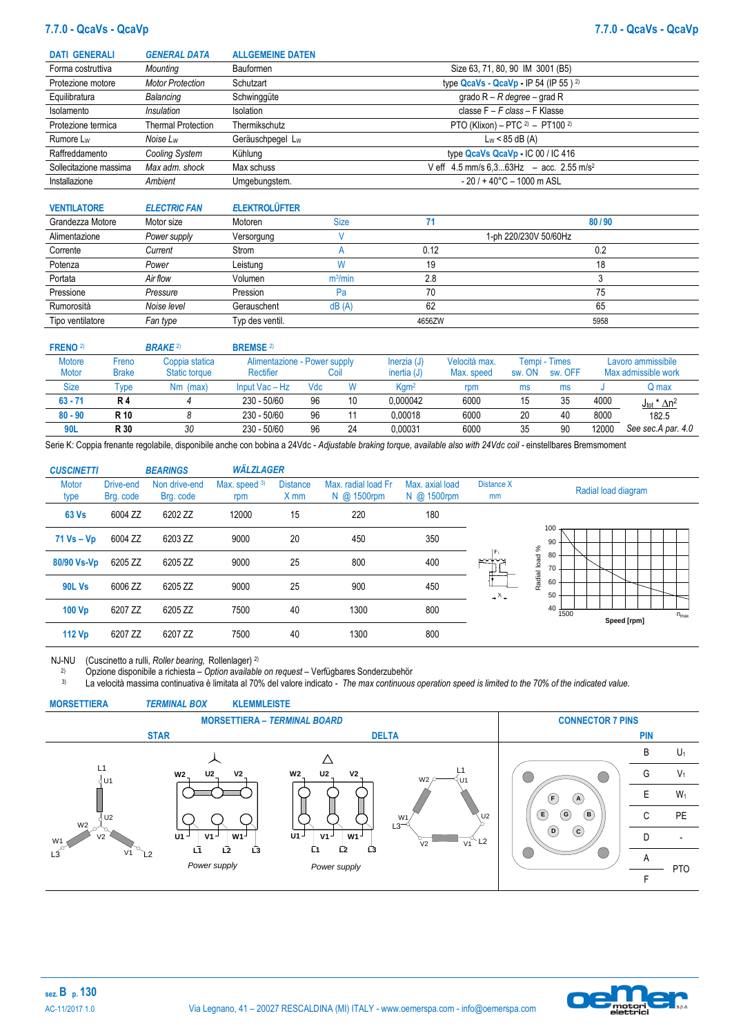# 7.7.0 - QcaVs - QcaVp

| DATI GENERALI | GENERAL DATA | ALLGEMEINE DATEN | |
|---|---|---|---|
| Forma costruttiva | *Mounting* | Bauformen | Size 63, 71, 80, 90 IM 3001 (B5) |
| Protezione motore | *Motor Protection* | Schutzart | type **QcaVs - QcaVp** - IP 54 (IP 55 ) 2) |
| Equilibratura | *Balancing* | Schwinggüte | grado R – *R degree* – grad R |
| Isolamento | *Insulation* | Isolation | classe F – *F class* – F Klasse |
| Protezione termica | Thermal Protection | Thermikschutz | PTO (Klixon) – PTC 2) – PT100 2) |
| Rumore $L_W$ | *Noise $L_W$* | Geräuschpegel $L_W$ | $L_W$ < 85 dB (A) |
| Raffreddamento | *Cooling System* | Kühlung | type **QcaVs QcaVp** - IC 00 / IC 416 |
| Sollecitazione massima | *Max adm. shock* | Max schuss | V eff 4.5 mm/s 6,3...63Hz – acc. 2.55 m/s² |
| Installazione | *Ambient* | Umgebungstem. | - 20 / + 40°C – 1000 m ASL |

| VENTILATORE | ELECTRIC FAN | ELEKTROLÜFTER | | | |
|---|---|---|---|---|---|
| Grandezza Motore | Motor size | Motoren | Size | 71 | 80 / 90 |
| Alimentazione | *Power supply* | Versorgung | V | 1-ph 220/230V 50/60Hz | |
| Corrente | *Current* | Strom | A | 0.12 | 0.2 |
| Potenza | *Power* | Leistung | W | 19 | 18 |
| Portata | *Air flow* | Volumen | m³/min | 2.8 | 3 |
| Pressione | *Pressure* | Pression | Pa | 70 | 75 |
| Rumorosità | *Noise level* | Geræuschent | dB (A) | 62 | 65 |
| Tipo ventilatore | *Fan type* | Typ des ventil. | | 4656ZW | 5958 |

**FRENO** 2) *BRAKE* 2) **BREMSE** 2)

| Motore Motor | Freno Brake | Coppia statica Static torque | Alimentazione - Power supply Rectifier | | Coil | Inerzia (J) inertia (J) | Velocità max. Max. speed | Tempi - Times sw. ON | sw. OFF | Lavoro ammissibile Max admissible work | |
|---|---|---|---|---|---|---|---|---|---|---|---|
| Size | Type | Nm (max) | Input Vac – Hz | Vdc | W | Kgm² | rpm | ms | ms | J | Q max |
| **63 - 71** | **R 4** | 4 | 230 - 50/60 | 96 | 10 | 0,000042 | 6000 | 15 | 35 | 4000 | $J_{tot} * \Delta n^2$ |
| **80 - 90** | **R 10** | 8 | 230 - 50/60 | 96 | 11 | 0,00018 | 6000 | 20 | 40 | 8000 | 182.5 |
| **90L** | **R 30** | 30 | 230 - 50/60 | 96 | 24 | 0,00031 | 6000 | 35 | 90 | 12000 | *See sec.A par. 4.0* |

Serie K: Coppia frenante regolabile, disponibile anche con bobina a 24Vdc - *Adjustable braking torque, available also with 24Vdc coil* - einstellbares Bremsmoment

***CUSCINETTI*** ***BEARINGS*** ***WÄLZLAGER***

| Motor type | Drive-end Brg. code | Non drive-end Brg. code | Max. speed 3) rpm | Distance X mm | Max. radial load Fr N @ 1500rpm | Max. axial load N @ 1500rpm |
|---|---|---|---|---|---|---|
| **63 Vs** | 6004 ZZ | 6202 ZZ | 12000 | 15 | 220 | 180 |
| **71 Vs – Vp** | 6004 ZZ | 6203 ZZ | 9000 | 20 | 450 | 350 |
| **80/90 Vs-Vp** | 6205 ZZ | 6205 ZZ | 9000 | 25 | 800 | 400 |
| **90L Vs** | 6006 ZZ | 6205 ZZ | 9000 | 25 | 900 | 450 |
| **100 Vp** | 6207 ZZ | 6205 ZZ | 7500 | 40 | 1300 | 800 |
| **112 Vp** | 6207 ZZ | 6207 ZZ | 7500 | 40 | 1300 | 800 |

Distance X mm — Radial load diagram (Radial load % vs Speed [rpm], 1500 – $n_{max}$)

NJ-NU (Cuscinetto a rulli, *Roller bearing*, Rollenlager) 2)

2) Opzione disponibile a richiesta – *Option available on request* – Verfügbares Sonderzubehör

3) La velocità massima continuativa è limitata al 70% del valore indicato - *The max continuous operation speed is limited to the 70% of the indicated value.*

**MORSETTIERA** ***TERMINAL BOX*** **KLEMMLEISTE**

**MORSETTIERA – *TERMINAL BOARD***

**STAR** — *Power supply*

**DELTA** — *Power supply*

**CONNECTOR 7 PINS**

| PIN | |
|---|---|
| B | $U_1$ |
| G | $V_1$ |
| E | $W_1$ |
| C | PE |
| D | - |
| A | PTO |
| F | PTO |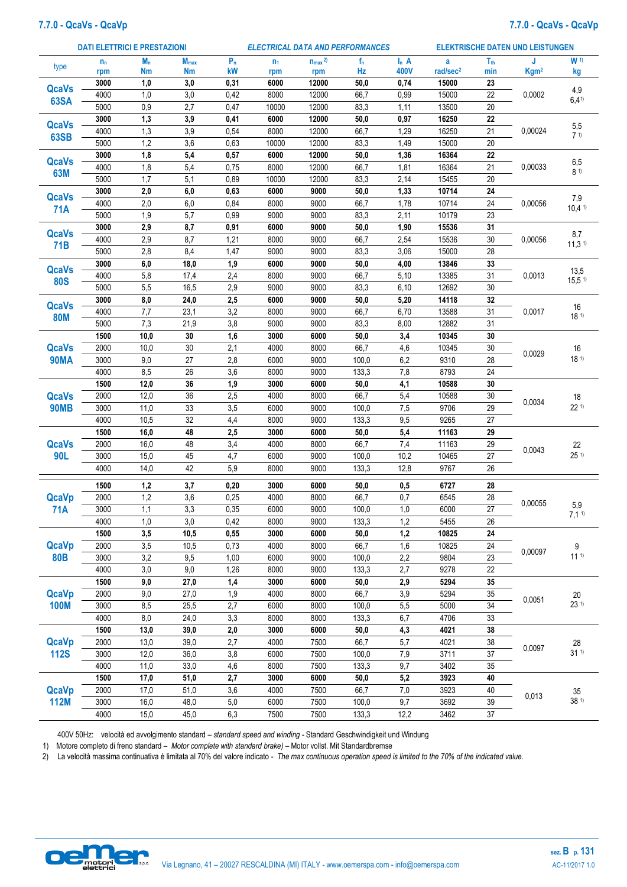## 7.7.0 - QcaVs - QcaVp

| DATI ELETTRICI E PRESTAZIONI | | | | ELECTRICAL DATA AND PERFORMANCES | | | | ELEKTRISCHE DATEN UND LEISTUNGEN | | | |
|---|---|---|---|---|---|---|---|---|---|---|---|
| type | $n_n$ rpm | $M_n$ Nm | $M_{max}$ Nm | $P_n$ kW | $n_1$ rpm | $n_{max}$ [2] rpm | $f_n$ Hz | $I_n$ A 400V | a rad/sec² | $T_{th}$ min | J Kgm² | W [1] kg |
| **QcaVs 63SA** | **3000** | **1,0** | **3,0** | **0,31** | **6000** | **12000** | **50,0** | **0,74** | **15000** | **23** | 0,0002 | 4,9 6,4 [1] |
| | 4000 | 1,0 | 3,0 | 0,42 | 8000 | 12000 | 66,7 | 0,99 | 15000 | 22 | | |
| | 5000 | 0,9 | 2,7 | 0,47 | 10000 | 12000 | 83,3 | 1,11 | 13500 | 20 | | |
| **QcaVs 63SB** | **3000** | **1,3** | **3,9** | **0,41** | **6000** | **12000** | **50,0** | **0,97** | **16250** | **22** | 0,00024 | 5,5 7 [1] |
| | 4000 | 1,3 | 3,9 | 0,54 | 8000 | 12000 | 66,7 | 1,29 | 16250 | 21 | | |
| | 5000 | 1,2 | 3,6 | 0,63 | 10000 | 12000 | 83,3 | 1,49 | 15000 | 20 | | |
| **QcaVs 63M** | **3000** | **1,8** | **5,4** | **0,57** | **6000** | **12000** | **50,0** | **1,36** | **16364** | **22** | 0,00033 | 6,5 8 [1] |
| | 4000 | 1,8 | 5,4 | 0,75 | 8000 | 12000 | 66,7 | 1,81 | 16364 | 21 | | |
| | 5000 | 1,7 | 5,1 | 0,89 | 10000 | 12000 | 83,3 | 2,14 | 15455 | 20 | | |
| **QcaVs 71A** | **3000** | **2,0** | **6,0** | **0,63** | **6000** | **9000** | **50,0** | **1,33** | **10714** | **24** | 0,00056 | 7,9 10,4 [1] |
| | 4000 | 2,0 | 6,0 | 0,84 | 8000 | 9000 | 66,7 | 1,78 | 10714 | 24 | | |
| | 5000 | 1,9 | 5,7 | 0,99 | 9000 | 9000 | 83,3 | 2,11 | 10179 | 23 | | |
| **QcaVs 71B** | **3000** | **2,9** | **8,7** | **0,91** | **6000** | **9000** | **50,0** | **1,90** | **15536** | **31** | 0,00056 | 8,7 11,3 [1] |
| | 4000 | 2,9 | 8,7 | 1,21 | 8000 | 9000 | 66,7 | 2,54 | 15536 | 30 | | |
| | 5000 | 2,8 | 8,4 | 1,47 | 9000 | 9000 | 83,3 | 3,06 | 15000 | 28 | | |
| **QcaVs 80S** | **3000** | **6,0** | **18,0** | **1,9** | **6000** | **9000** | **50,0** | **4,00** | **13846** | **33** | 0,0013 | 13,5 15,5 [1] |
| | 4000 | 5,8 | 17,4 | 2,4 | 8000 | 9000 | 66,7 | 5,10 | 13385 | 31 | | |
| | 5000 | 5,5 | 16,5 | 2,9 | 9000 | 9000 | 83,3 | 6,10 | 12692 | 30 | | |
| **QcaVs 80M** | **3000** | **8,0** | **24,0** | **2,5** | **6000** | **9000** | **50,0** | **5,20** | **14118** | **32** | 0,0017 | 16 18 [1] |
| | 4000 | 7,7 | 23,1 | 3,2 | 8000 | 9000 | 66,7 | 6,70 | 13588 | 31 | | |
| | 5000 | 7,3 | 21,9 | 3,8 | 9000 | 9000 | 83,3 | 8,00 | 12882 | 31 | | |
| **QcaVs 90MA** | **1500** | **10,0** | **30** | **1,6** | **3000** | **6000** | **50,0** | **3,4** | **10345** | **30** | 0,0029 | 16 18 [1] |
| | 2000 | 10,0 | 30 | 2,1 | 4000 | 8000 | 66,7 | 4,6 | 10345 | 30 | | |
| | 3000 | 9,0 | 27 | 2,8 | 6000 | 9000 | 100,0 | 6,2 | 9310 | 28 | | |
| | 4000 | 8,5 | 26 | 3,6 | 8000 | 9000 | 133,3 | 7,8 | 8793 | 24 | | |
| **QcaVs 90MB** | **1500** | **12,0** | **36** | **1,9** | **3000** | **6000** | **50,0** | **4,1** | **10588** | **30** | 0,0034 | 18 22 [1] |
| | 2000 | 12,0 | 36 | 2,5 | 4000 | 8000 | 66,7 | 5,4 | 10588 | 30 | | |
| | 3000 | 11,0 | 33 | 3,5 | 6000 | 9000 | 100,0 | 7,5 | 9706 | 29 | | |
| | 4000 | 10,5 | 32 | 4,4 | 8000 | 9000 | 133,3 | 9,5 | 9265 | 27 | | |
| **QcaVs 90L** | **1500** | **16,0** | **48** | **2,5** | **3000** | **6000** | **50,0** | **5,4** | **11163** | **29** | 0,0043 | 22 25 [1] |
| | 2000 | 16,0 | 48 | 3,4 | 4000 | 8000 | 66,7 | 7,4 | 11163 | 29 | | |
| | 3000 | 15,0 | 45 | 4,7 | 6000 | 9000 | 100,0 | 10,2 | 10465 | 27 | | |
| | 4000 | 14,0 | 42 | 5,9 | 8000 | 9000 | 133,3 | 12,8 | 9767 | 26 | | |
| **QcaVp 71A** | **1500** | **1,2** | **3,7** | **0,20** | **3000** | **6000** | **50,0** | **0,5** | **6727** | **28** | 0,00055 | 5,9 7,1 [1] |
| | 2000 | 1,2 | 3,6 | 0,25 | 4000 | 8000 | 66,7 | 0,7 | 6545 | 28 | | |
| | 3000 | 1,1 | 3,3 | 0,35 | 6000 | 9000 | 100,0 | 1,0 | 6000 | 27 | | |
| | 4000 | 1,0 | 3,0 | 0,42 | 8000 | 9000 | 133,3 | 1,2 | 5455 | 26 | | |
| **QcaVp 80B** | **1500** | **3,5** | **10,5** | **0,55** | **3000** | **6000** | **50,0** | **1,2** | **10825** | **24** | 0,00097 | 9 11 [1] |
| | 2000 | 3,5 | 10,5 | 0,73 | 4000 | 8000 | 66,7 | 1,6 | 10825 | 24 | | |
| | 3000 | 3,2 | 9,5 | 1,00 | 6000 | 9000 | 100,0 | 2,2 | 9804 | 23 | | |
| | 4000 | 3,0 | 9,0 | 1,26 | 8000 | 9000 | 133,3 | 2,7 | 9278 | 22 | | |
| **QcaVp 100M** | **1500** | **9,0** | **27,0** | **1,4** | **3000** | **6000** | **50,0** | **2,9** | **5294** | **35** | 0,0051 | 20 23 [1] |
| | 2000 | 9,0 | 27,0 | 1,9 | 4000 | 8000 | 66,7 | 3,9 | 5294 | 35 | | |
| | 3000 | 8,5 | 25,5 | 2,7 | 6000 | 8000 | 100,0 | 5,5 | 5000 | 34 | | |
| | 4000 | 8,0 | 24,0 | 3,3 | 8000 | 8000 | 133,3 | 6,7 | 4706 | 33 | | |
| **QcaVp 112S** | **1500** | **13,0** | **39,0** | **2,0** | **3000** | **6000** | **50,0** | **4,3** | **4021** | **38** | 0,0097 | 28 31 [1] |
| | 2000 | 13,0 | 39,0 | 2,7 | 4000 | 7500 | 66,7 | 5,7 | 4021 | 38 | | |
| | 3000 | 12,0 | 36,0 | 3,8 | 6000 | 7500 | 100,0 | 7,9 | 3711 | 37 | | |
| | 4000 | 11,0 | 33,0 | 4,6 | 8000 | 7500 | 133,3 | 9,7 | 3402 | 35 | | |
| **QcaVp 112M** | **1500** | **17,0** | **51,0** | **2,7** | **3000** | **6000** | **50,0** | **5,2** | **3923** | **40** | 0,013 | 35 38 [1] |
| | 2000 | 17,0 | 51,0 | 3,6 | 4000 | 7500 | 66,7 | 7,0 | 3923 | 40 | | |
| | 3000 | 16,0 | 48,0 | 5,0 | 6000 | 7500 | 100,0 | 9,7 | 3692 | 39 | | |
| | 4000 | 15,0 | 45,0 | 6,3 | 7500 | 7500 | 133,3 | 12,2 | 3462 | 37 | | |

400V 50Hz: velocità ed avvolgimento standard – *standard speed and winding* - Standard Geschwindigkeit und Windung

1) Motore completo di freno standard – *Motor complete with standard brake)* – Motor vollst. Mit Standardbremse

2) La velocità massima continuativa è limitata al 70% del valore indicato - *The max continuous operation speed is limited to the 70% of the indicated value.*

Via Legnano, 41 – 20027 RESCALDINA (MI) ITALY - www.oemerspa.com - info@oemerspa.com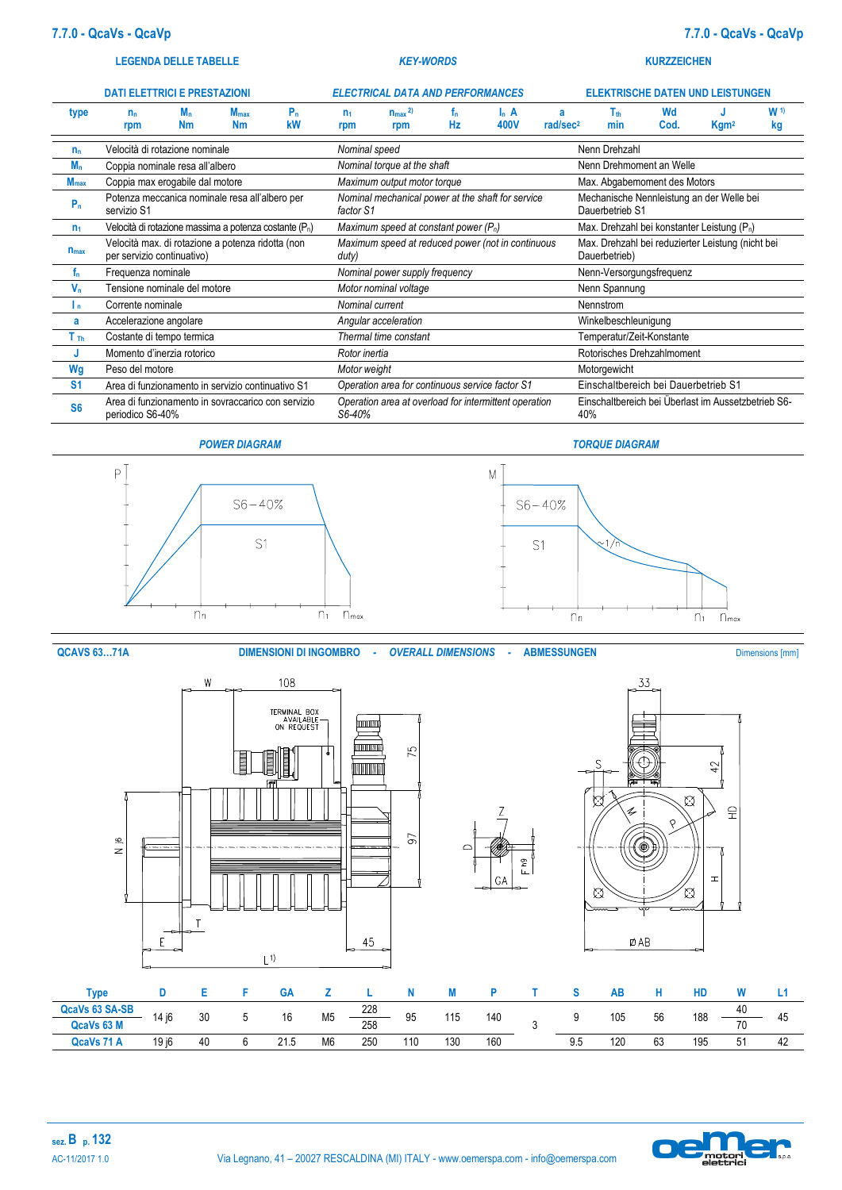## 7.7.0 - QcaVs - QcaVp

| LEGENDA DELLE TABELLE | KEY-WORDS | KURZZEICHEN |
|---|---|---|

| DATI ELETTRICI E PRESTAZIONI | ELECTRICAL DATA AND PERFORMANCES | ELEKTRISCHE DATEN UND LEISTUNGEN |
|---|---|---|

| type | $n_n$ rpm | $M_n$ Nm | $M_{max}$ Nm | $P_n$ kW | $n_1$ rpm | $n_{max}$ [2] rpm | $f_n$ Hz | $I_n$ A 400V | a rad/sec² | $T_{th}$ min | Wd Cod. | J Kgm² | W [1] kg |
|---|---|---|---|---|---|---|---|---|---|---|---|---|---|

| | | | |
|---|---|---|---|
| $n_n$ | Velocità di rotazione nominale | *Nominal speed* | Nenn Drehzahl |
| $M_n$ | Coppia nominale resa all'albero | *Nominal torque at the shaft* | Nenn Drehmoment an Welle |
| $M_{max}$ | Coppia max erogabile dal motore | *Maximum output motor torque* | Max. Abgabemoment des Motors |
| $P_n$ | Potenza meccanica nominale resa all'albero per servizio S1 | *Nominal mechanical power at the shaft for service factor S1* | Mechanische Nennleistung an der Welle bei Dauerbetrieb S1 |
| $n_1$ | Velocità di rotazione massima a potenza costante ($P_n$) | *Maximum speed at constant power ($P_n$)* | Max. Drehzahl bei konstanter Leistung ($P_n$) |
| $n_{max}$ | Velocità max. di rotazione a potenza ridotta (non per servizio continuativo) | *Maximum speed at reduced power (not in continuous duty)* | Max. Drehzahl bei reduzierter Leistung (nicht bei Dauerbetrieb) |
| $f_n$ | Frequenza nominale | *Nominal power supply frequency* | Nenn-Versorgungsfrequenz |
| $V_n$ | Tensione nominale del motore | *Motor nominal voltage* | Nenn Spannung |
| $I_n$ | Corrente nominale | *Nominal current* | Nennstrom |
| a | Accelerazione angolare | *Angular acceleration* | Winkelbeschleunigung |
| $T_{Th}$ | Costante di tempo termica | *Thermal time constant* | Temperatur/Zeit-Konstante |
| J | Momento d'inerzia rotorico | *Rotor inertia* | Rotorisches Drehzahlmoment |
| Wg | Peso del motore | *Motor weight* | Motorgewicht |
| S1 | Area di funzionamento in servizio continuativo S1 | *Operation area for continuous service factor S1* | Einschaltbereich bei Dauerbetrieb S1 |
| S6 | Area di funzionamento in sovraccarico con servizio periodico S6-40% | *Operation area at overload for intermittent operation S6-40%* | Einschaltbereich bei Überlast im Aussetzbetrieb S6-40% |

### POWER DIAGRAM

### TORQUE DIAGRAM

### QCAVS 63…71A — DIMENSIONI DI INGOMBRO - *OVERALL DIMENSIONS* - ABMESSUNGEN

Dimensions [mm]

TERMINAL BOX AVAILABLE ON REQUEST

| Type | D | E | F | GA | Z | L | N | M | P | T | S | AB | H | HD | W | L1 |
|---|---|---|---|---|---|---|---|---|---|---|---|---|---|---|---|---|
| QcaVs 63 SA-SB | 14 j6 | 30 | 5 | 16 | M5 | 228 | 95 | 115 | 140 | 3 | 9 | 105 | 56 | 188 | 40 | 45 |
| QcaVs 63 M | | | | | | 258 | | | | | | | | | 70 | |
| QcaVs 71 A | 19 j6 | 40 | 6 | 21.5 | M6 | 250 | 110 | 130 | 160 | | 9.5 | 120 | 63 | 195 | 51 | 42 |

sez. B p. 132

AC-11/2017 1.0

Via Legnano, 41 – 20027 RESCALDINA (MI) ITALY - www.oemerspa.com - info@oemerspa.com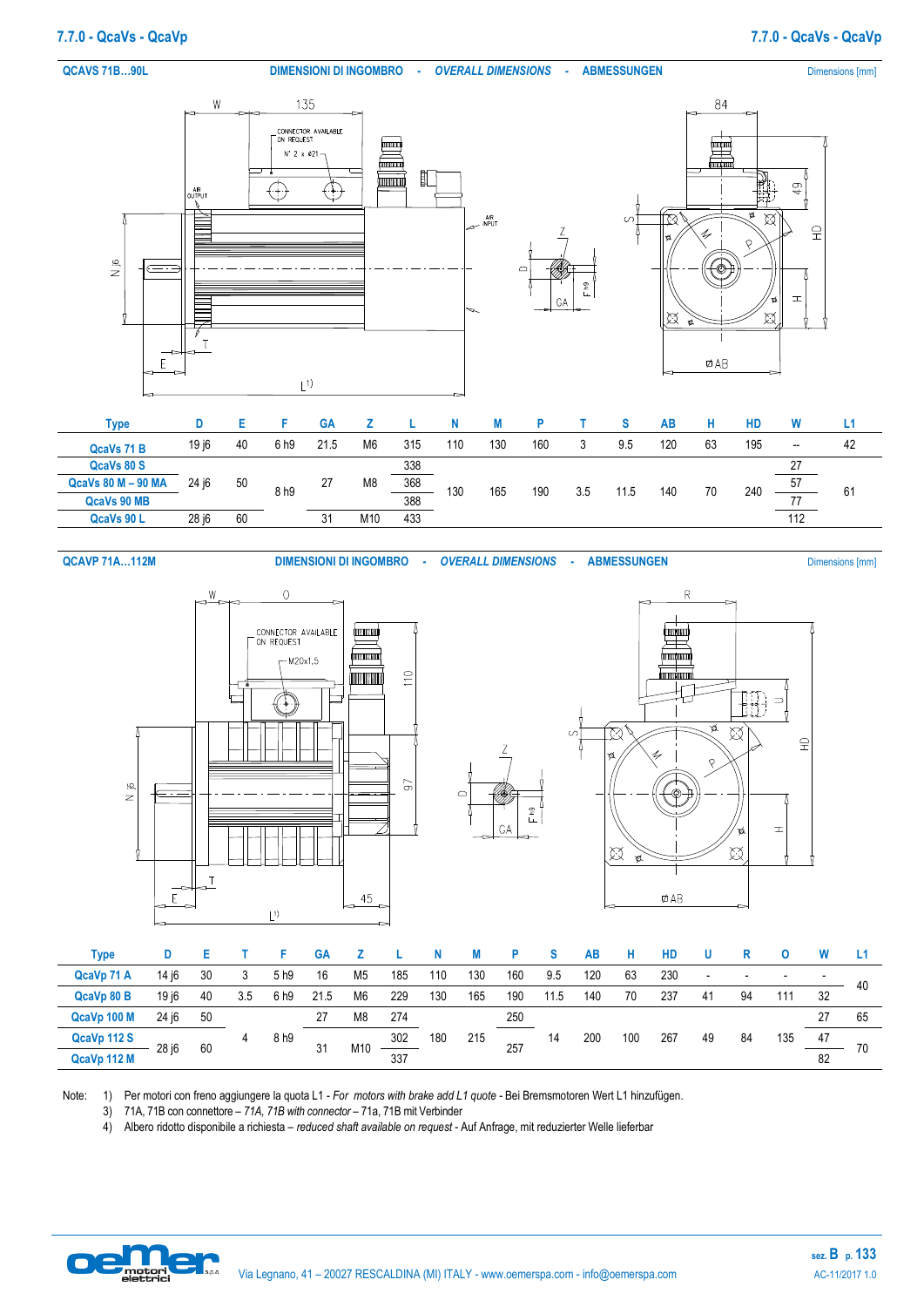## QCAVS 71B…90L

DIMENSIONI DI INGOMBRO - *OVERALL DIMENSIONS* - ABMESSUNGEN

Dimensions [mm]

| Type | D | E | F | GA | Z | L | N | M | P | T | S | AB | H | HD | W | L1 |
|---|---|---|---|---|---|---|---|---|---|---|---|---|---|---|---|---|
| QcaVs 71 B | 19 j6 | 40 | 6 h9 | 21.5 | M6 | 315 | 110 | 130 | 160 | 3 | 9.5 | 120 | 63 | 195 | -- | 42 |
| QcaVs 80 S | 24 j6 | 50 | 8 h9 | 27 | M8 | 338 | 130 | 165 | 190 | 3.5 | 11.5 | 140 | 70 | 240 | 27 | 61 |
| QcaVs 80 M – 90 MA | | | | | | 368 | | | | | | | | | 57 | |
| QcaVs 90 MB | | | | | | 388 | | | | | | | | | 77 | |
| QcaVs 90 L | 28 j6 | 60 | | 31 | M10 | 433 | | | | | | | | | 112 | |

## QCAVP 71A…112M

DIMENSIONI DI INGOMBRO - *OVERALL DIMENSIONS* - ABMESSUNGEN

Dimensions [mm]

| Type | D | E | T | F | GA | Z | L | N | M | P | S | AB | H | HD | U | R | O | W | L1 |
|---|---|---|---|---|---|---|---|---|---|---|---|---|---|---|---|---|---|---|---|
| QcaVp 71 A | 14 j6 | 30 | 3 | 5 h9 | 16 | M5 | 185 | 110 | 130 | 160 | 9.5 | 120 | 63 | 230 | - | - | - | - | 40 |
| QcaVp 80 B | 19 j6 | 40 | 3.5 | 6 h9 | 21.5 | M6 | 229 | 130 | 165 | 190 | 11.5 | 140 | 70 | 237 | 41 | 94 | 111 | 32 | |
| QcaVp 100 M | 24 j6 | 50 | 4 | 8 h9 | 27 | M8 | 274 | 180 | 215 | 250 | 14 | 200 | 100 | 267 | 49 | 84 | 135 | 27 | 65 |
| QcaVp 112 S | 28 j6 | 60 | | | 31 | M10 | 302 | | | 257 | | | | | | | | 47 | 70 |
| QcaVp 112 M | | | | | | | 337 | | | | | | | | | | | 82 | |

Note:
1) Per motori con freno aggiungere la quota L1 - *For motors with brake add L1 quote* - Bei Bremsmotoren Wert L1 hinzufügen.
3) 71A, 71B con connettore – *71A, 71B with connector* – 71a, 71B mit Verbinder
4) Albero ridotto disponibile a richiesta – *reduced shaft available on request* - Auf Anfrage, mit reduzierter Welle lieferbar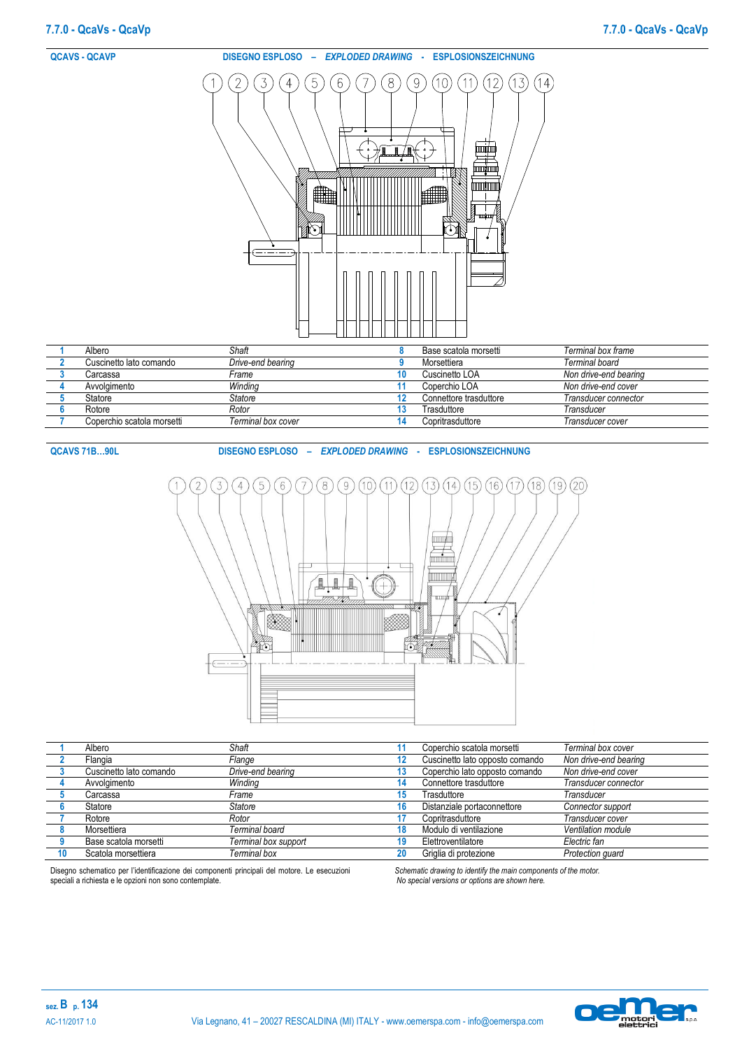## QCAVS - QCAVP

### DISEGNO ESPLOSO – *EXPLODED DRAWING* - ESPLOSIONSZEICHNUNG

| | | | | | | |
|---|---|---|---|---|---|---|
| **1** | Albero | *Shaft* | | **8** | Base scatola morsetti | *Terminal box frame* |
| **2** | Cuscinetto lato comando | *Drive-end bearing* | | **9** | Morsettiera | *Terminal board* |
| **3** | Carcassa | *Frame* | | **10** | Cuscinetto LOA | *Non drive-end bearing* |
| **4** | Avvolgimento | *Winding* | | **11** | Coperchio LOA | *Non drive-end cover* |
| **5** | Statore | *Statore* | | **12** | Connettore trasduttore | *Transducer connector* |
| **6** | Rotore | *Rotor* | | **13** | Trasduttore | *Transducer* |
| **7** | Coperchio scatola morsetti | *Terminal box cover* | | **14** | Copritrasduttore | *Transducer cover* |

## QCAVS 71B…90L

### DISEGNO ESPLOSO – *EXPLODED DRAWING* - ESPLOSIONSZEICHNUNG

| | | | | | | |
|---|---|---|---|---|---|---|
| **1** | Albero | *Shaft* | | **11** | Coperchio scatola morsetti | *Terminal box cover* |
| **2** | Flangia | *Flange* | | **12** | Cuscinetto lato opposto comando | *Non drive-end bearing* |
| **3** | Cuscinetto lato comando | *Drive-end bearing* | | **13** | Coperchio lato opposto comando | *Non drive-end cover* |
| **4** | Avvolgimento | *Winding* | | **14** | Connettore trasduttore | *Transducer connector* |
| **5** | Carcassa | *Frame* | | **15** | Trasduttore | *Transducer* |
| **6** | Statore | *Statore* | | **16** | Distanziale portaconnettore | *Connector support* |
| **7** | Rotore | *Rotor* | | **17** | Copritrasduttore | *Transducer cover* |
| **8** | Morsettiera | *Terminal board* | | **18** | Modulo di ventilazione | *Ventilation module* |
| **9** | Base scatola morsetti | *Terminal box support* | | **19** | Elettroventilatore | *Electric fan* |
| **10** | Scatola morsettiera | *Terminal box* | | **20** | Griglia di protezione | *Protection guard* |

Disegno schematico per l'identificazione dei componenti principali del motore. Le esecuzioni speciali a richiesta e le opzioni non sono contemplate.

*Schematic drawing to identify the main components of the motor. No special versions or options are shown here.*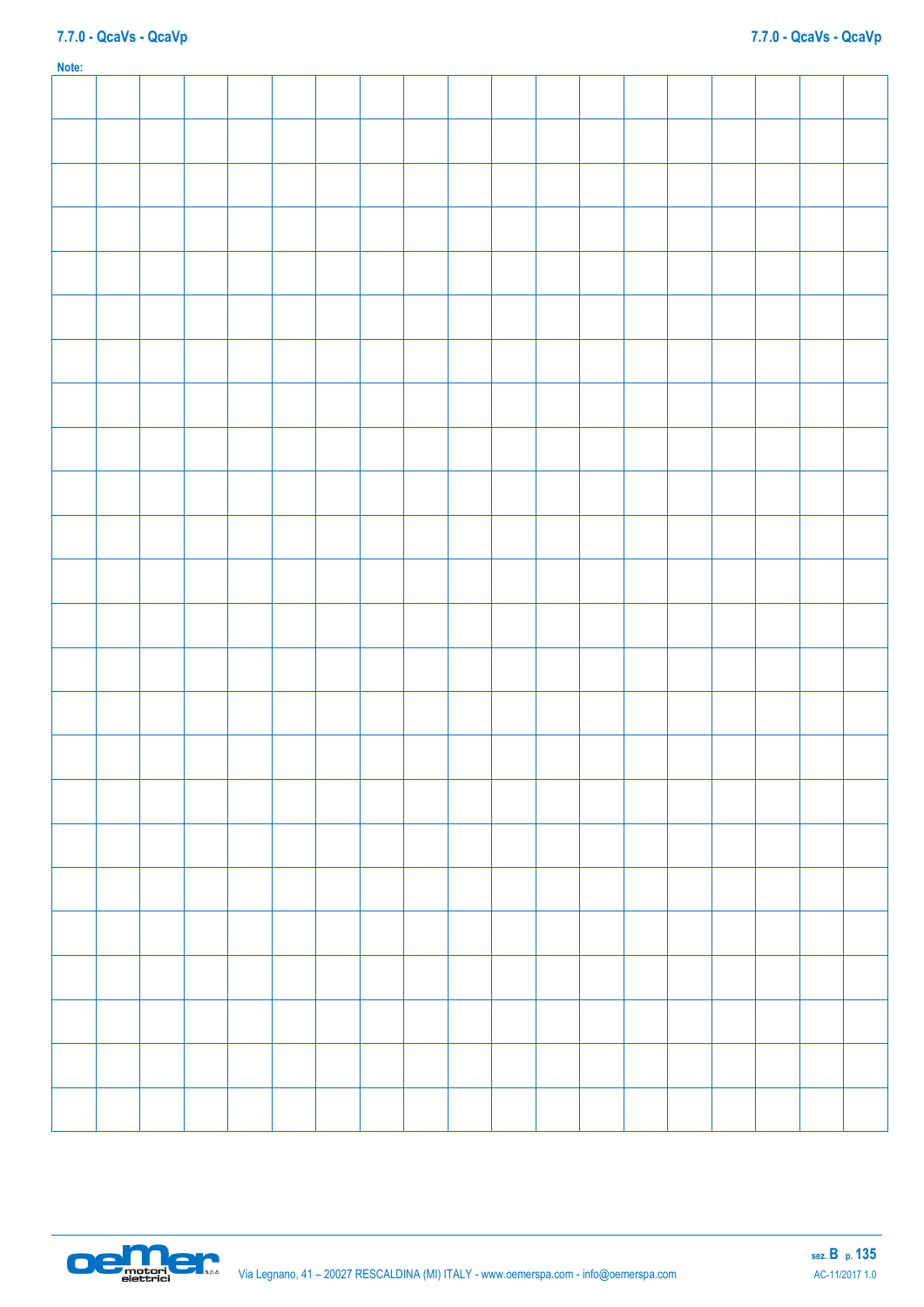Note: